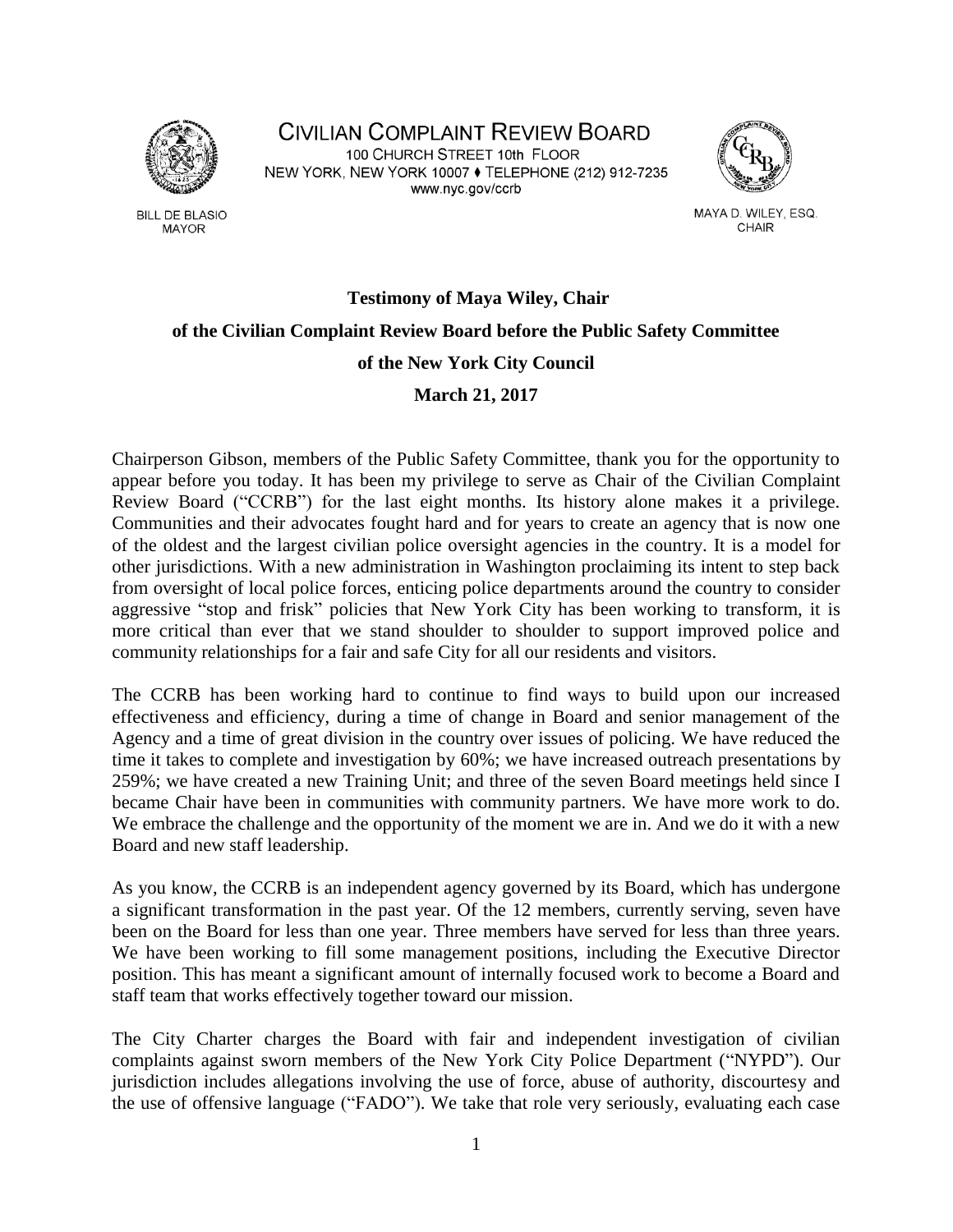CIVILIAN COMPLAINT REVIEW BOARD
100 CHURCH STREET 10th FLOOR
NEW YORK, NEW YORK 10007 ♦ TELEPHONE (212) 912-7235
www.nyc.gov/ccrb

BILL DE BLASIO
MAYOR

MAYA D. WILEY, ESQ.
CHAIR

**Testimony of Maya Wiley, Chair**

**of the Civilian Complaint Review Board before the Public Safety Committee**

**of the New York City Council**

**March 21, 2017**

Chairperson Gibson, members of the Public Safety Committee, thank you for the opportunity to appear before you today. It has been my privilege to serve as Chair of the Civilian Complaint Review Board ("CCRB") for the last eight months. Its history alone makes it a privilege. Communities and their advocates fought hard and for years to create an agency that is now one of the oldest and the largest civilian police oversight agencies in the country. It is a model for other jurisdictions. With a new administration in Washington proclaiming its intent to step back from oversight of local police forces, enticing police departments around the country to consider aggressive "stop and frisk" policies that New York City has been working to transform, it is more critical than ever that we stand shoulder to shoulder to support improved police and community relationships for a fair and safe City for all our residents and visitors.

The CCRB has been working hard to continue to find ways to build upon our increased effectiveness and efficiency, during a time of change in Board and senior management of the Agency and a time of great division in the country over issues of policing. We have reduced the time it takes to complete and investigation by 60%; we have increased outreach presentations by 259%; we have created a new Training Unit; and three of the seven Board meetings held since I became Chair have been in communities with community partners. We have more work to do. We embrace the challenge and the opportunity of the moment we are in. And we do it with a new Board and new staff leadership.

As you know, the CCRB is an independent agency governed by its Board, which has undergone a significant transformation in the past year. Of the 12 members, currently serving, seven have been on the Board for less than one year. Three members have served for less than three years. We have been working to fill some management positions, including the Executive Director position. This has meant a significant amount of internally focused work to become a Board and staff team that works effectively together toward our mission.

The City Charter charges the Board with fair and independent investigation of civilian complaints against sworn members of the New York City Police Department ("NYPD"). Our jurisdiction includes allegations involving the use of force, abuse of authority, discourtesy and the use of offensive language ("FADO"). We take that role very seriously, evaluating each case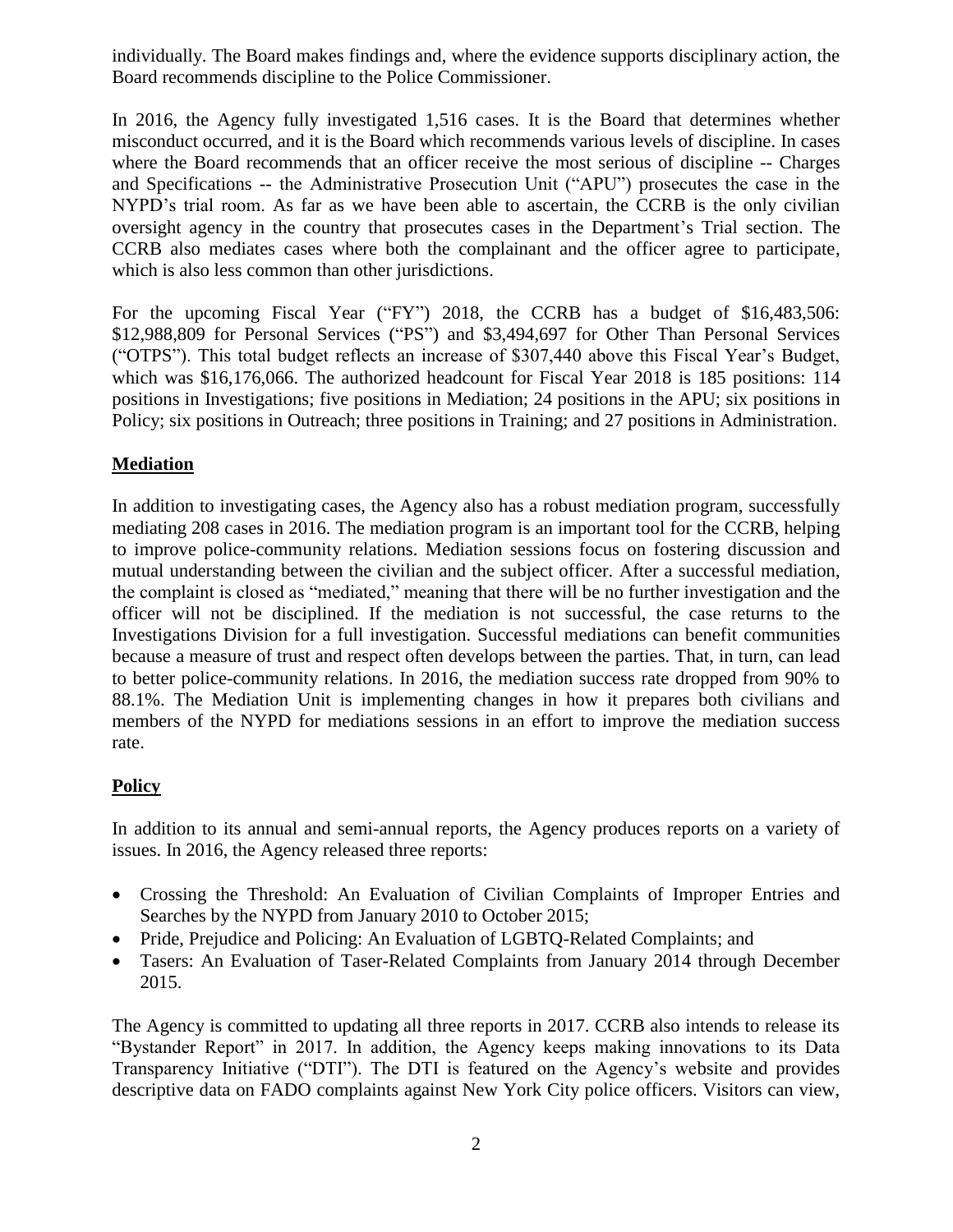individually. The Board makes findings and, where the evidence supports disciplinary action, the Board recommends discipline to the Police Commissioner.

In 2016, the Agency fully investigated 1,516 cases. It is the Board that determines whether misconduct occurred, and it is the Board which recommends various levels of discipline. In cases where the Board recommends that an officer receive the most serious of discipline -- Charges and Specifications -- the Administrative Prosecution Unit ("APU") prosecutes the case in the NYPD's trial room. As far as we have been able to ascertain, the CCRB is the only civilian oversight agency in the country that prosecutes cases in the Department's Trial section. The CCRB also mediates cases where both the complainant and the officer agree to participate, which is also less common than other jurisdictions.

For the upcoming Fiscal Year ("FY") 2018, the CCRB has a budget of $16,483,506: $12,988,809 for Personal Services ("PS") and $3,494,697 for Other Than Personal Services ("OTPS"). This total budget reflects an increase of $307,440 above this Fiscal Year's Budget, which was $16,176,066. The authorized headcount for Fiscal Year 2018 is 185 positions: 114 positions in Investigations; five positions in Mediation; 24 positions in the APU; six positions in Policy; six positions in Outreach; three positions in Training; and 27 positions in Administration.

## Mediation

In addition to investigating cases, the Agency also has a robust mediation program, successfully mediating 208 cases in 2016. The mediation program is an important tool for the CCRB, helping to improve police-community relations. Mediation sessions focus on fostering discussion and mutual understanding between the civilian and the subject officer. After a successful mediation, the complaint is closed as "mediated," meaning that there will be no further investigation and the officer will not be disciplined. If the mediation is not successful, the case returns to the Investigations Division for a full investigation. Successful mediations can benefit communities because a measure of trust and respect often develops between the parties. That, in turn, can lead to better police-community relations. In 2016, the mediation success rate dropped from 90% to 88.1%. The Mediation Unit is implementing changes in how it prepares both civilians and members of the NYPD for mediations sessions in an effort to improve the mediation success rate.

## Policy

In addition to its annual and semi-annual reports, the Agency produces reports on a variety of issues. In 2016, the Agency released three reports:

- Crossing the Threshold: An Evaluation of Civilian Complaints of Improper Entries and Searches by the NYPD from January 2010 to October 2015;
- Pride, Prejudice and Policing: An Evaluation of LGBTQ-Related Complaints; and
- Tasers: An Evaluation of Taser-Related Complaints from January 2014 through December 2015.

The Agency is committed to updating all three reports in 2017. CCRB also intends to release its "Bystander Report" in 2017. In addition, the Agency keeps making innovations to its Data Transparency Initiative ("DTI"). The DTI is featured on the Agency's website and provides descriptive data on FADO complaints against New York City police officers. Visitors can view,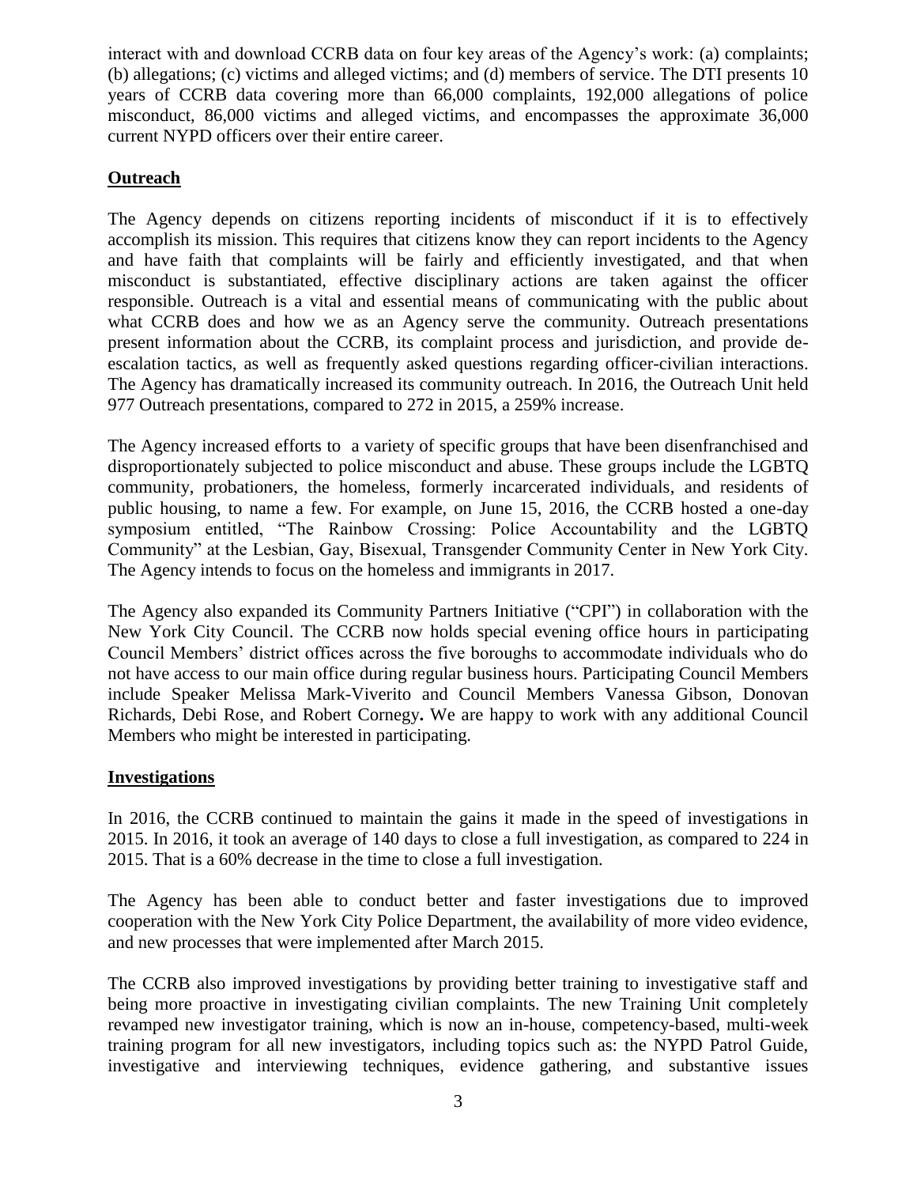interact with and download CCRB data on four key areas of the Agency's work: (a) complaints; (b) allegations; (c) victims and alleged victims; and (d) members of service. The DTI presents 10 years of CCRB data covering more than 66,000 complaints, 192,000 allegations of police misconduct, 86,000 victims and alleged victims, and encompasses the approximate 36,000 current NYPD officers over their entire career.

## Outreach

The Agency depends on citizens reporting incidents of misconduct if it is to effectively accomplish its mission. This requires that citizens know they can report incidents to the Agency and have faith that complaints will be fairly and efficiently investigated, and that when misconduct is substantiated, effective disciplinary actions are taken against the officer responsible. Outreach is a vital and essential means of communicating with the public about what CCRB does and how we as an Agency serve the community. Outreach presentations present information about the CCRB, its complaint process and jurisdiction, and provide de-escalation tactics, as well as frequently asked questions regarding officer-civilian interactions. The Agency has dramatically increased its community outreach. In 2016, the Outreach Unit held 977 Outreach presentations, compared to 272 in 2015, a 259% increase.

The Agency increased efforts to a variety of specific groups that have been disenfranchised and disproportionately subjected to police misconduct and abuse. These groups include the LGBTQ community, probationers, the homeless, formerly incarcerated individuals, and residents of public housing, to name a few. For example, on June 15, 2016, the CCRB hosted a one-day symposium entitled, "The Rainbow Crossing: Police Accountability and the LGBTQ Community" at the Lesbian, Gay, Bisexual, Transgender Community Center in New York City. The Agency intends to focus on the homeless and immigrants in 2017.

The Agency also expanded its Community Partners Initiative ("CPI") in collaboration with the New York City Council. The CCRB now holds special evening office hours in participating Council Members' district offices across the five boroughs to accommodate individuals who do not have access to our main office during regular business hours. Participating Council Members include Speaker Melissa Mark-Viverito and Council Members Vanessa Gibson, Donovan Richards, Debi Rose, and Robert Cornegy**.** We are happy to work with any additional Council Members who might be interested in participating.

## Investigations

In 2016, the CCRB continued to maintain the gains it made in the speed of investigations in 2015. In 2016, it took an average of 140 days to close a full investigation, as compared to 224 in 2015. That is a 60% decrease in the time to close a full investigation.

The Agency has been able to conduct better and faster investigations due to improved cooperation with the New York City Police Department, the availability of more video evidence, and new processes that were implemented after March 2015.

The CCRB also improved investigations by providing better training to investigative staff and being more proactive in investigating civilian complaints. The new Training Unit completely revamped new investigator training, which is now an in-house, competency-based, multi-week training program for all new investigators, including topics such as: the NYPD Patrol Guide, investigative and interviewing techniques, evidence gathering, and substantive issues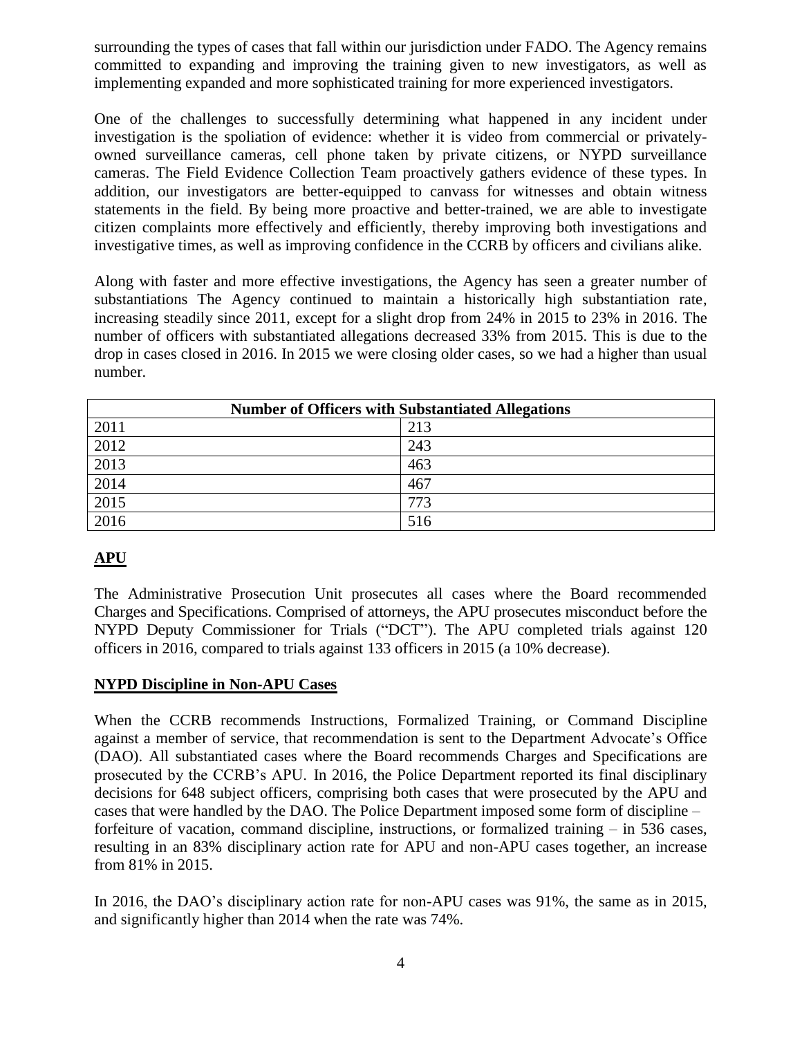surrounding the types of cases that fall within our jurisdiction under FADO. The Agency remains committed to expanding and improving the training given to new investigators, as well as implementing expanded and more sophisticated training for more experienced investigators.

One of the challenges to successfully determining what happened in any incident under investigation is the spoliation of evidence: whether it is video from commercial or privately-owned surveillance cameras, cell phone taken by private citizens, or NYPD surveillance cameras. The Field Evidence Collection Team proactively gathers evidence of these types. In addition, our investigators are better-equipped to canvass for witnesses and obtain witness statements in the field. By being more proactive and better-trained, we are able to investigate citizen complaints more effectively and efficiently, thereby improving both investigations and investigative times, as well as improving confidence in the CCRB by officers and civilians alike.

Along with faster and more effective investigations, the Agency has seen a greater number of substantiations The Agency continued to maintain a historically high substantiation rate, increasing steadily since 2011, except for a slight drop from 24% in 2015 to 23% in 2016. The number of officers with substantiated allegations decreased 33% from 2015. This is due to the drop in cases closed in 2016. In 2015 we were closing older cases, so we had a higher than usual number.

| Number of Officers with Substantiated Allegations | |
|---|---|
| 2011 | 213 |
| 2012 | 243 |
| 2013 | 463 |
| 2014 | 467 |
| 2015 | 773 |
| 2016 | 516 |

## APU

The Administrative Prosecution Unit prosecutes all cases where the Board recommended Charges and Specifications. Comprised of attorneys, the APU prosecutes misconduct before the NYPD Deputy Commissioner for Trials ("DCT"). The APU completed trials against 120 officers in 2016, compared to trials against 133 officers in 2015 (a 10% decrease).

## NYPD Discipline in Non-APU Cases

When the CCRB recommends Instructions, Formalized Training, or Command Discipline against a member of service, that recommendation is sent to the Department Advocate's Office (DAO). All substantiated cases where the Board recommends Charges and Specifications are prosecuted by the CCRB's APU. In 2016, the Police Department reported its final disciplinary decisions for 648 subject officers, comprising both cases that were prosecuted by the APU and cases that were handled by the DAO. The Police Department imposed some form of discipline – forfeiture of vacation, command discipline, instructions, or formalized training – in 536 cases, resulting in an 83% disciplinary action rate for APU and non-APU cases together, an increase from 81% in 2015.

In 2016, the DAO's disciplinary action rate for non-APU cases was 91%, the same as in 2015, and significantly higher than 2014 when the rate was 74%.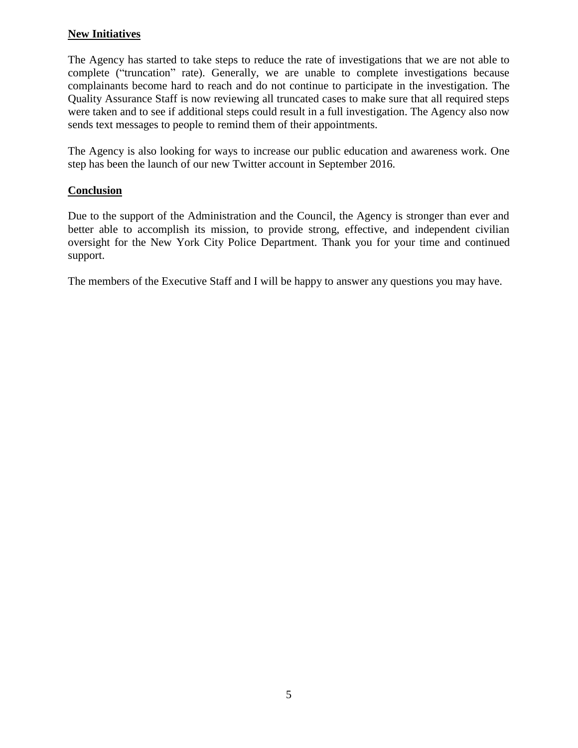## **New Initiatives**

The Agency has started to take steps to reduce the rate of investigations that we are not able to complete ("truncation" rate). Generally, we are unable to complete investigations because complainants become hard to reach and do not continue to participate in the investigation. The Quality Assurance Staff is now reviewing all truncated cases to make sure that all required steps were taken and to see if additional steps could result in a full investigation. The Agency also now sends text messages to people to remind them of their appointments.

The Agency is also looking for ways to increase our public education and awareness work. One step has been the launch of our new Twitter account in September 2016.

## **Conclusion**

Due to the support of the Administration and the Council, the Agency is stronger than ever and better able to accomplish its mission, to provide strong, effective, and independent civilian oversight for the New York City Police Department. Thank you for your time and continued support.

The members of the Executive Staff and I will be happy to answer any questions you may have.